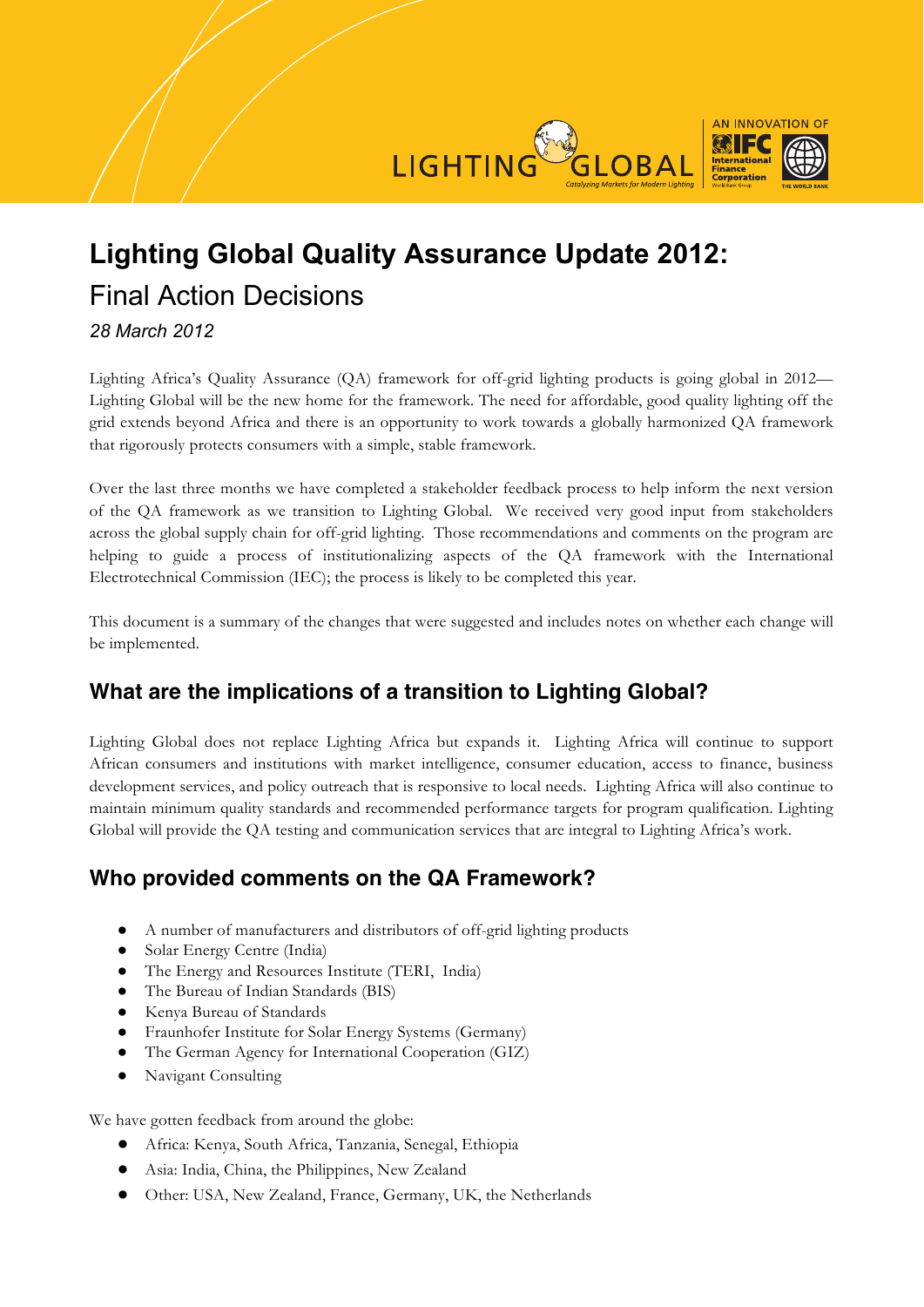# Lighting Global Quality Assurance Update 2012:

## Final Action Decisions

*28 March 2012*

Lighting Africa's Quality Assurance (QA) framework for off-grid lighting products is going global in 2012—Lighting Global will be the new home for the framework. The need for affordable, good quality lighting off the grid extends beyond Africa and there is an opportunity to work towards a globally harmonized QA framework that rigorously protects consumers with a simple, stable framework.

Over the last three months we have completed a stakeholder feedback process to help inform the next version of the QA framework as we transition to Lighting Global. We received very good input from stakeholders across the global supply chain for off-grid lighting. Those recommendations and comments on the program are helping to guide a process of institutionalizing aspects of the QA framework with the International Electrotechnical Commission (IEC); the process is likely to be completed this year.

This document is a summary of the changes that were suggested and includes notes on whether each change will be implemented.

## What are the implications of a transition to Lighting Global?

Lighting Global does not replace Lighting Africa but expands it. Lighting Africa will continue to support African consumers and institutions with market intelligence, consumer education, access to finance, business development services, and policy outreach that is responsive to local needs. Lighting Africa will also continue to maintain minimum quality standards and recommended performance targets for program qualification. Lighting Global will provide the QA testing and communication services that are integral to Lighting Africa's work.

## Who provided comments on the QA Framework?

- A number of manufacturers and distributors of off-grid lighting products
- Solar Energy Centre (India)
- The Energy and Resources Institute (TERI, India)
- The Bureau of Indian Standards (BIS)
- Kenya Bureau of Standards
- Fraunhofer Institute for Solar Energy Systems (Germany)
- The German Agency for International Cooperation (GIZ)
- Navigant Consulting

We have gotten feedback from around the globe:

- Africa: Kenya, South Africa, Tanzania, Senegal, Ethiopia
- Asia: India, China, the Philippines, New Zealand
- Other: USA, New Zealand, France, Germany, UK, the Netherlands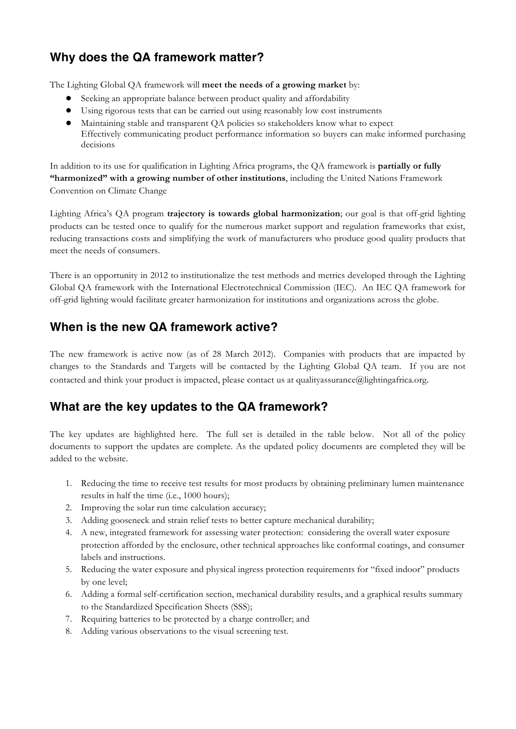## Why does the QA framework matter?

The Lighting Global QA framework will **meet the needs of a growing market** by:

- Seeking an appropriate balance between product quality and affordability
- Using rigorous tests that can be carried out using reasonably low cost instruments
- Maintaining stable and transparent QA policies so stakeholders know what to expect
  Effectively communicating product performance information so buyers can make informed purchasing decisions

In addition to its use for qualification in Lighting Africa programs, the QA framework is **partially or fully "harmonized" with a growing number of other institutions**, including the United Nations Framework Convention on Climate Change

Lighting Africa's QA program **trajectory is towards global harmonization**; our goal is that off-grid lighting products can be tested once to qualify for the numerous market support and regulation frameworks that exist, reducing transactions costs and simplifying the work of manufacturers who produce good quality products that meet the needs of consumers.

There is an opportunity in 2012 to institutionalize the test methods and metrics developed through the Lighting Global QA framework with the International Electrotechnical Commission (IEC). An IEC QA framework for off-grid lighting would facilitate greater harmonization for institutions and organizations across the globe.

## When is the new QA framework active?

The new framework is active now (as of 28 March 2012). Companies with products that are impacted by changes to the Standards and Targets will be contacted by the Lighting Global QA team. If you are not contacted and think your product is impacted, please contact us at qualityassurance@lightingafrica.org.

## What are the key updates to the QA framework?

The key updates are highlighted here. The full set is detailed in the table below. Not all of the policy documents to support the updates are complete. As the updated policy documents are completed they will be added to the website.

1. Reducing the time to receive test results for most products by obtaining preliminary lumen maintenance results in half the time (i.e., 1000 hours);
2. Improving the solar run time calculation accuracy;
3. Adding gooseneck and strain relief tests to better capture mechanical durability;
4. A new, integrated framework for assessing water protection: considering the overall water exposure protection afforded by the enclosure, other technical approaches like conformal coatings, and consumer labels and instructions.
5. Reducing the water exposure and physical ingress protection requirements for "fixed indoor" products by one level;
6. Adding a formal self-certification section, mechanical durability results, and a graphical results summary to the Standardized Specification Sheets (SSS);
7. Requiring batteries to be protected by a charge controller; and
8. Adding various observations to the visual screening test.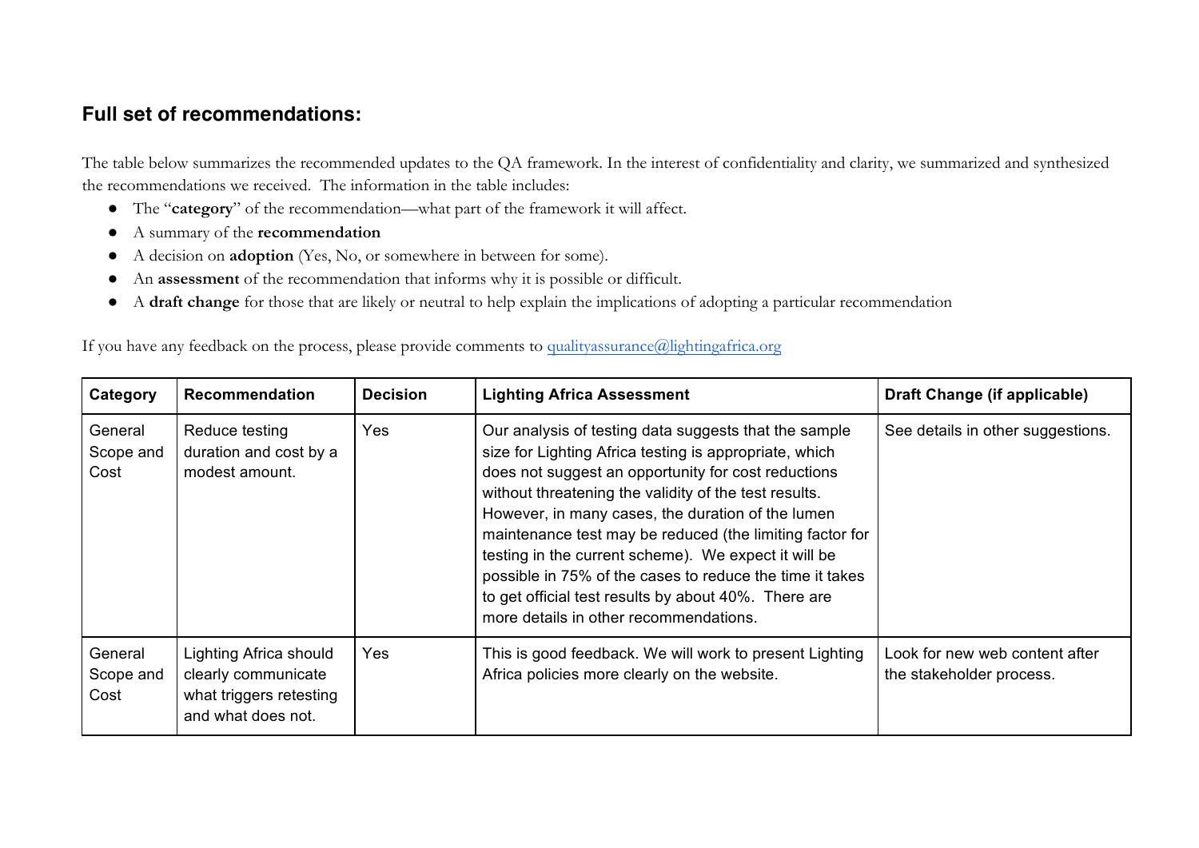## Full set of recommendations:

The table below summarizes the recommended updates to the QA framework. In the interest of confidentiality and clarity, we summarized and synthesized the recommendations we received. The information in the table includes:

- The "**category**" of the recommendation—what part of the framework it will affect.
- A summary of the **recommendation**
- A decision on **adoption** (Yes, No, or somewhere in between for some).
- An **assessment** of the recommendation that informs why it is possible or difficult.
- A **draft change** for those that are likely or neutral to help explain the implications of adopting a particular recommendation

If you have any feedback on the process, please provide comments to qualityassurance@lightingafrica.org

| Category | Recommendation | Decision | Lighting Africa Assessment | Draft Change (if applicable) |
|---|---|---|---|---|
| General Scope and Cost | Reduce testing duration and cost by a modest amount. | Yes | Our analysis of testing data suggests that the sample size for Lighting Africa testing is appropriate, which does not suggest an opportunity for cost reductions without threatening the validity of the test results. However, in many cases, the duration of the lumen maintenance test may be reduced (the limiting factor for testing in the current scheme). We expect it will be possible in 75% of the cases to reduce the time it takes to get official test results by about 40%. There are more details in other recommendations. | See details in other suggestions. |
| General Scope and Cost | Lighting Africa should clearly communicate what triggers retesting and what does not. | Yes | This is good feedback. We will work to present Lighting Africa policies more clearly on the website. | Look for new web content after the stakeholder process. |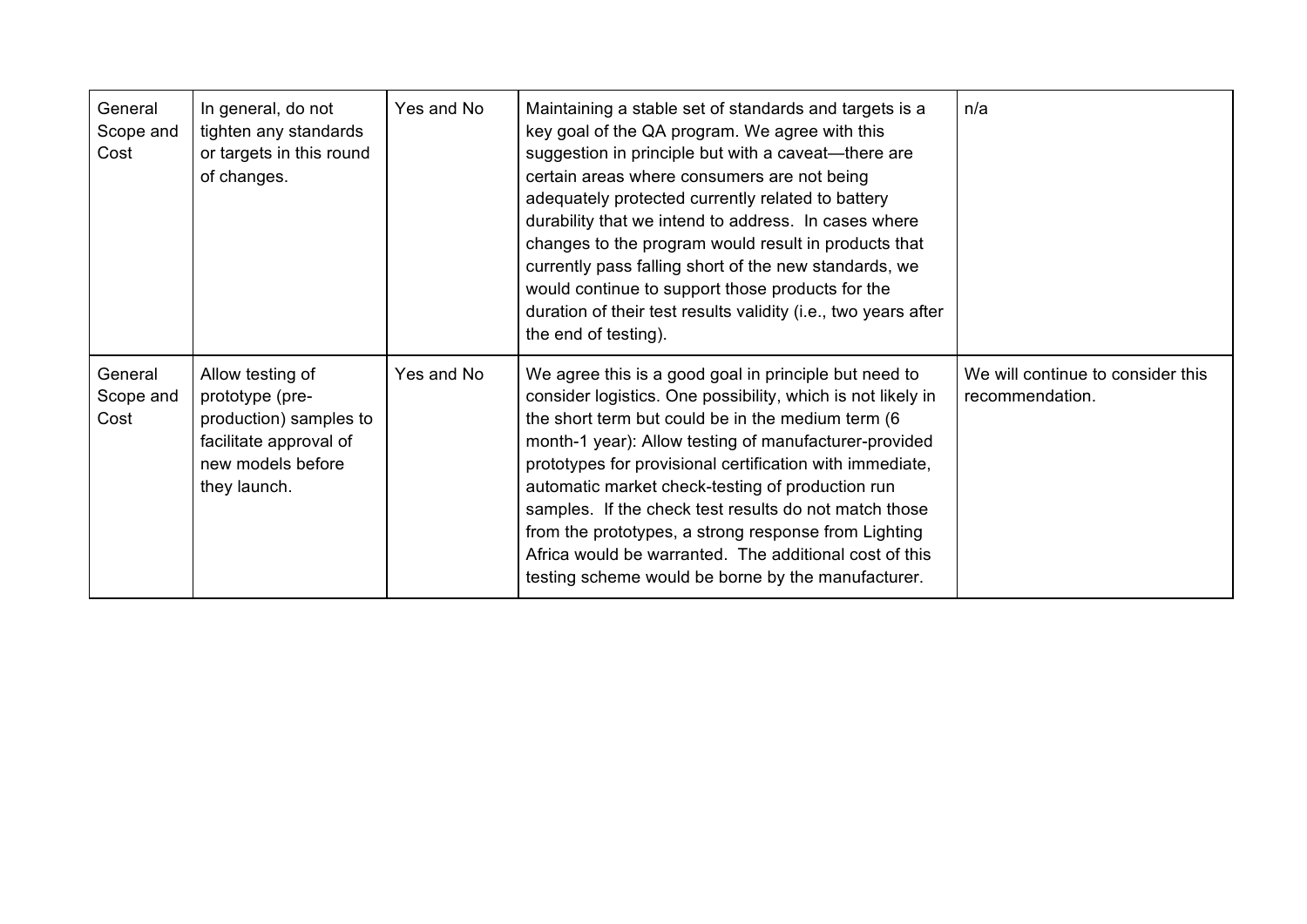| General Scope and Cost | In general, do not tighten any standards or targets in this round of changes. | Yes and No | Maintaining a stable set of standards and targets is a key goal of the QA program. We agree with this suggestion in principle but with a caveat—there are certain areas where consumers are not being adequately protected currently related to battery durability that we intend to address. In cases where changes to the program would result in products that currently pass falling short of the new standards, we would continue to support those products for the duration of their test results validity (i.e., two years after the end of testing). | n/a |
|---|---|---|---|---|
| General Scope and Cost | Allow testing of prototype (pre-production) samples to facilitate approval of new models before they launch. | Yes and No | We agree this is a good goal in principle but need to consider logistics. One possibility, which is not likely in the short term but could be in the medium term (6 month-1 year): Allow testing of manufacturer-provided prototypes for provisional certification with immediate, automatic market check-testing of production run samples. If the check test results do not match those from the prototypes, a strong response from Lighting Africa would be warranted. The additional cost of this testing scheme would be borne by the manufacturer. | We will continue to consider this recommendation. |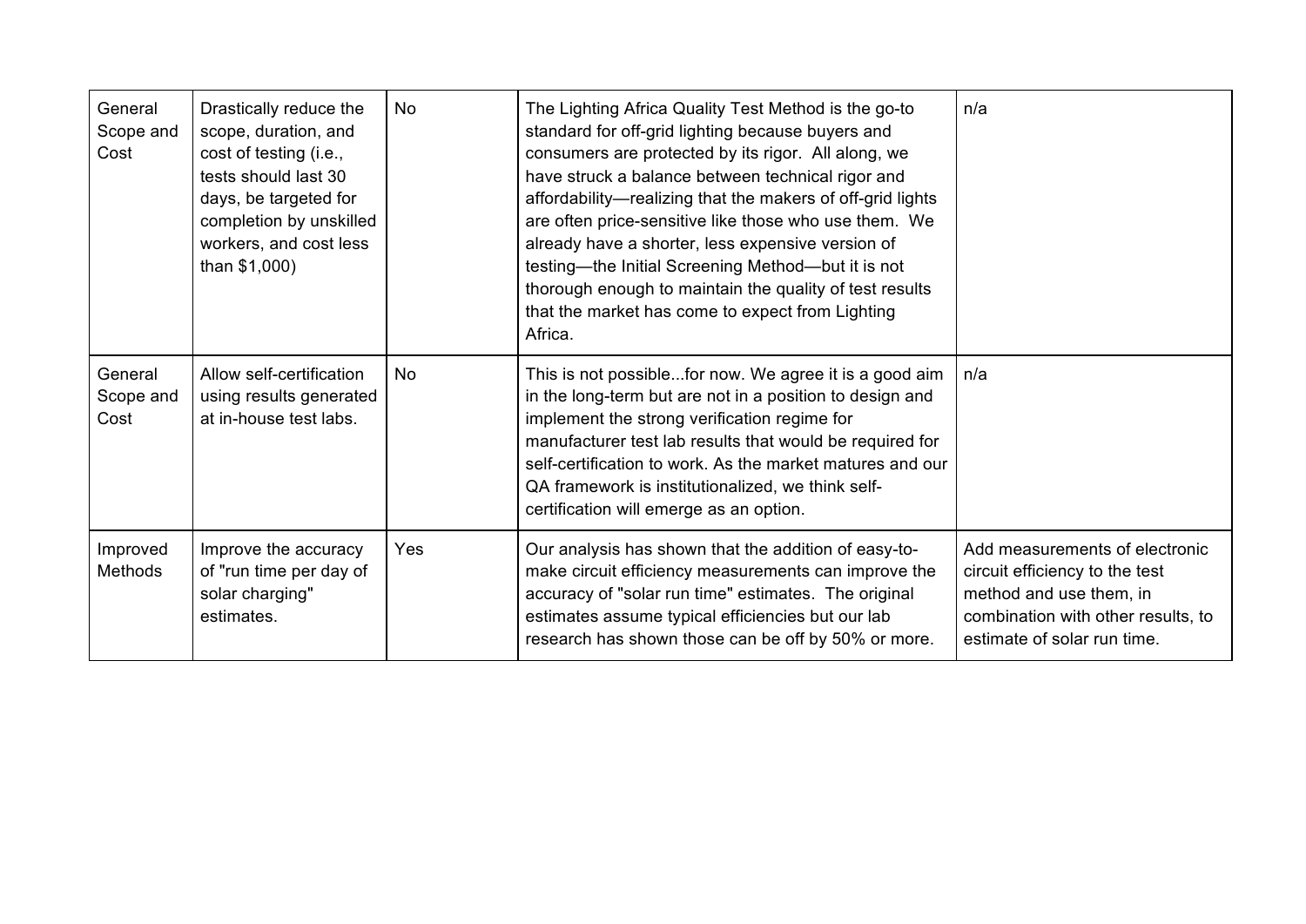| | | | | |
|---|---|---|---|---|
| General Scope and Cost | Drastically reduce the scope, duration, and cost of testing (i.e., tests should last 30 days, be targeted for completion by unskilled workers, and cost less than $1,000) | No | The Lighting Africa Quality Test Method is the go-to standard for off-grid lighting because buyers and consumers are protected by its rigor. All along, we have struck a balance between technical rigor and affordability—realizing that the makers of off-grid lights are often price-sensitive like those who use them. We already have a shorter, less expensive version of testing—the Initial Screening Method—but it is not thorough enough to maintain the quality of test results that the market has come to expect from Lighting Africa. | n/a |
| General Scope and Cost | Allow self-certification using results generated at in-house test labs. | No | This is not possible...for now. We agree it is a good aim in the long-term but are not in a position to design and implement the strong verification regime for manufacturer test lab results that would be required for self-certification to work. As the market matures and our QA framework is institutionalized, we think self-certification will emerge as an option. | n/a |
| Improved Methods | Improve the accuracy of "run time per day of solar charging" estimates. | Yes | Our analysis has shown that the addition of easy-to-make circuit efficiency measurements can improve the accuracy of "solar run time" estimates. The original estimates assume typical efficiencies but our lab research has shown those can be off by 50% or more. | Add measurements of electronic circuit efficiency to the test method and use them, in combination with other results, to estimate of solar run time. |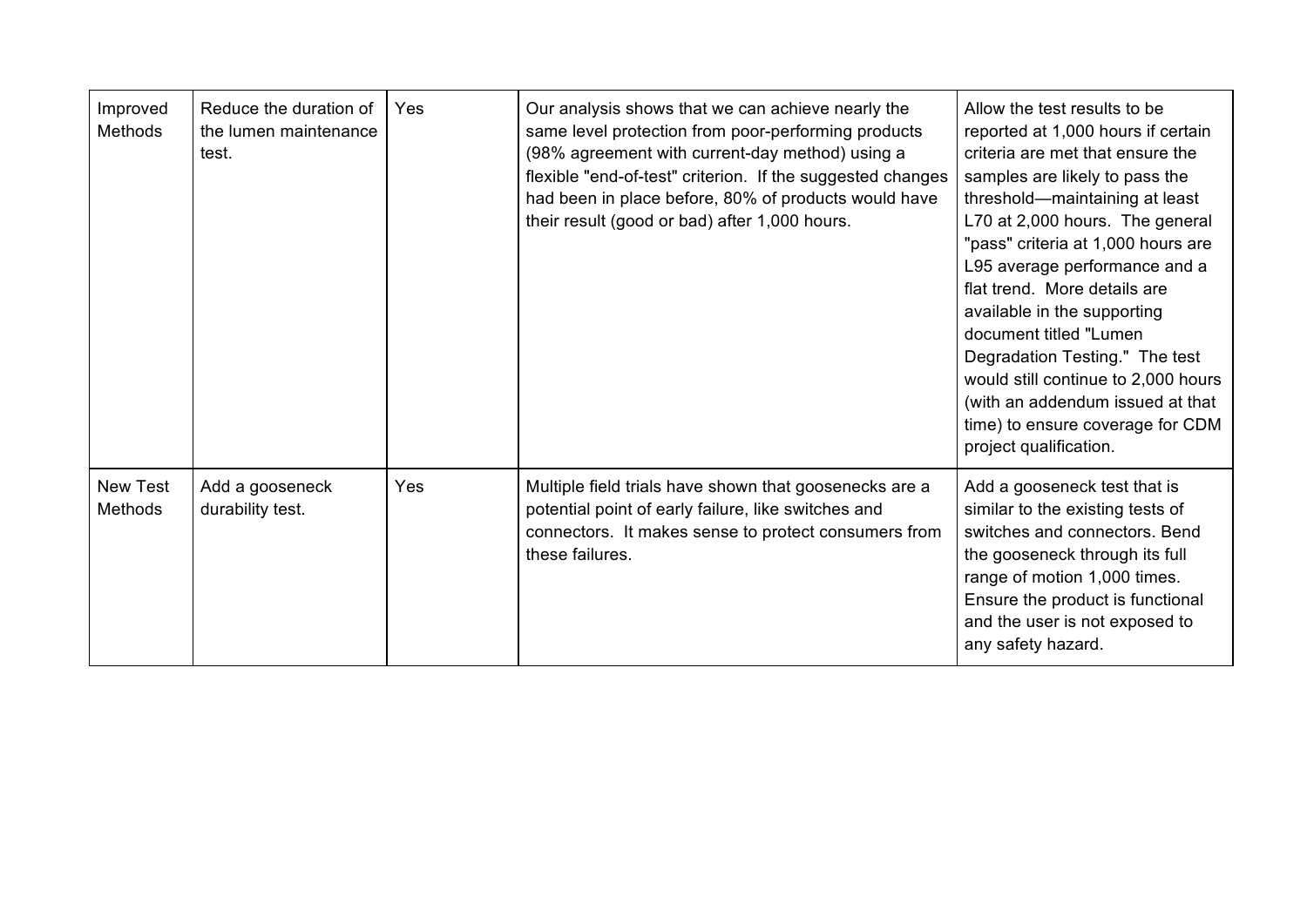| | | | | |
|---|---|---|---|---|
| Improved Methods | Reduce the duration of the lumen maintenance test. | Yes | Our analysis shows that we can achieve nearly the same level protection from poor-performing products (98% agreement with current-day method) using a flexible "end-of-test" criterion. If the suggested changes had been in place before, 80% of products would have their result (good or bad) after 1,000 hours. | Allow the test results to be reported at 1,000 hours if certain criteria are met that ensure the samples are likely to pass the threshold—maintaining at least L70 at 2,000 hours. The general "pass" criteria at 1,000 hours are L95 average performance and a flat trend. More details are available in the supporting document titled "Lumen Degradation Testing." The test would still continue to 2,000 hours (with an addendum issued at that time) to ensure coverage for CDM project qualification. |
| New Test Methods | Add a gooseneck durability test. | Yes | Multiple field trials have shown that goosenecks are a potential point of early failure, like switches and connectors. It makes sense to protect consumers from these failures. | Add a gooseneck test that is similar to the existing tests of switches and connectors. Bend the gooseneck through its full range of motion 1,000 times. Ensure the product is functional and the user is not exposed to any safety hazard. |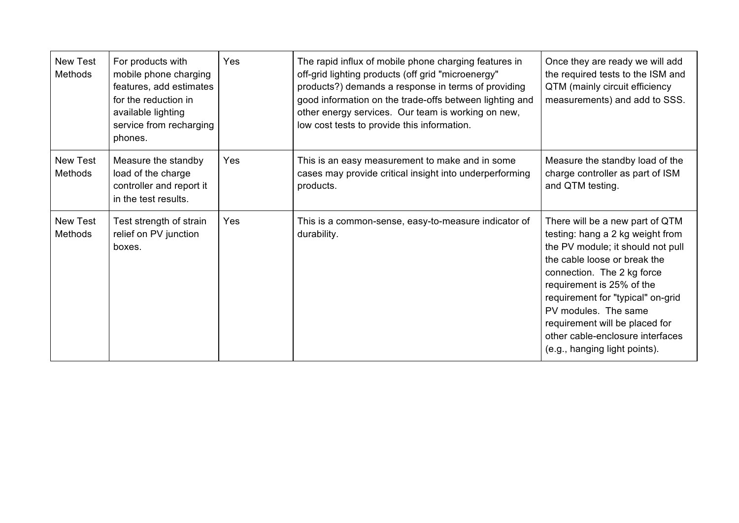| New Test Methods | For products with mobile phone charging features, add estimates for the reduction in available lighting service from recharging phones. | Yes | The rapid influx of mobile phone charging features in off-grid lighting products (off grid "microenergy" products?) demands a response in terms of providing good information on the trade-offs between lighting and other energy services. Our team is working on new, low cost tests to provide this information. | Once they are ready we will add the required tests to the ISM and QTM (mainly circuit efficiency measurements) and add to SSS. |
|---|---|---|---|---|
| New Test Methods | Measure the standby load of the charge controller and report it in the test results. | Yes | This is an easy measurement to make and in some cases may provide critical insight into underperforming products. | Measure the standby load of the charge controller as part of ISM and QTM testing. |
| New Test Methods | Test strength of strain relief on PV junction boxes. | Yes | This is a common-sense, easy-to-measure indicator of durability. | There will be a new part of QTM testing: hang a 2 kg weight from the PV module; it should not pull the cable loose or break the connection. The 2 kg force requirement is 25% of the requirement for "typical" on-grid PV modules. The same requirement will be placed for other cable-enclosure interfaces (e.g., hanging light points). |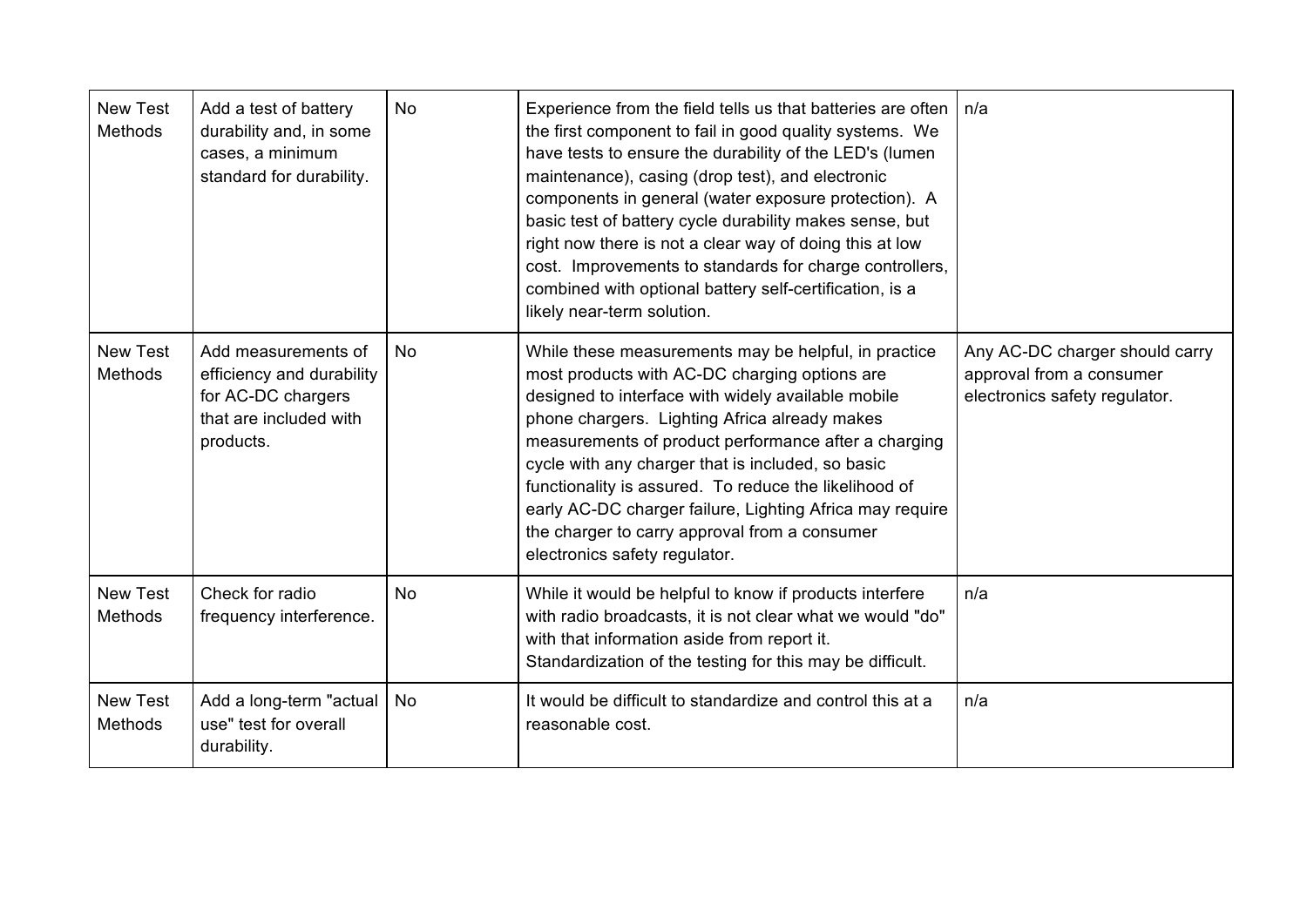| New Test Methods | Add a test of battery durability and, in some cases, a minimum standard for durability. | No | Experience from the field tells us that batteries are often the first component to fail in good quality systems. We have tests to ensure the durability of the LED's (lumen maintenance), casing (drop test), and electronic components in general (water exposure protection). A basic test of battery cycle durability makes sense, but right now there is not a clear way of doing this at low cost. Improvements to standards for charge controllers, combined with optional battery self-certification, is a likely near-term solution. | n/a |
|---|---|---|---|---|
| New Test Methods | Add measurements of efficiency and durability for AC-DC chargers that are included with products. | No | While these measurements may be helpful, in practice most products with AC-DC charging options are designed to interface with widely available mobile phone chargers. Lighting Africa already makes measurements of product performance after a charging cycle with any charger that is included, so basic functionality is assured. To reduce the likelihood of early AC-DC charger failure, Lighting Africa may require the charger to carry approval from a consumer electronics safety regulator. | Any AC-DC charger should carry approval from a consumer electronics safety regulator. |
| New Test Methods | Check for radio frequency interference. | No | While it would be helpful to know if products interfere with radio broadcasts, it is not clear what we would "do" with that information aside from report it. Standardization of the testing for this may be difficult. | n/a |
| New Test Methods | Add a long-term "actual use" test for overall durability. | No | It would be difficult to standardize and control this at a reasonable cost. | n/a |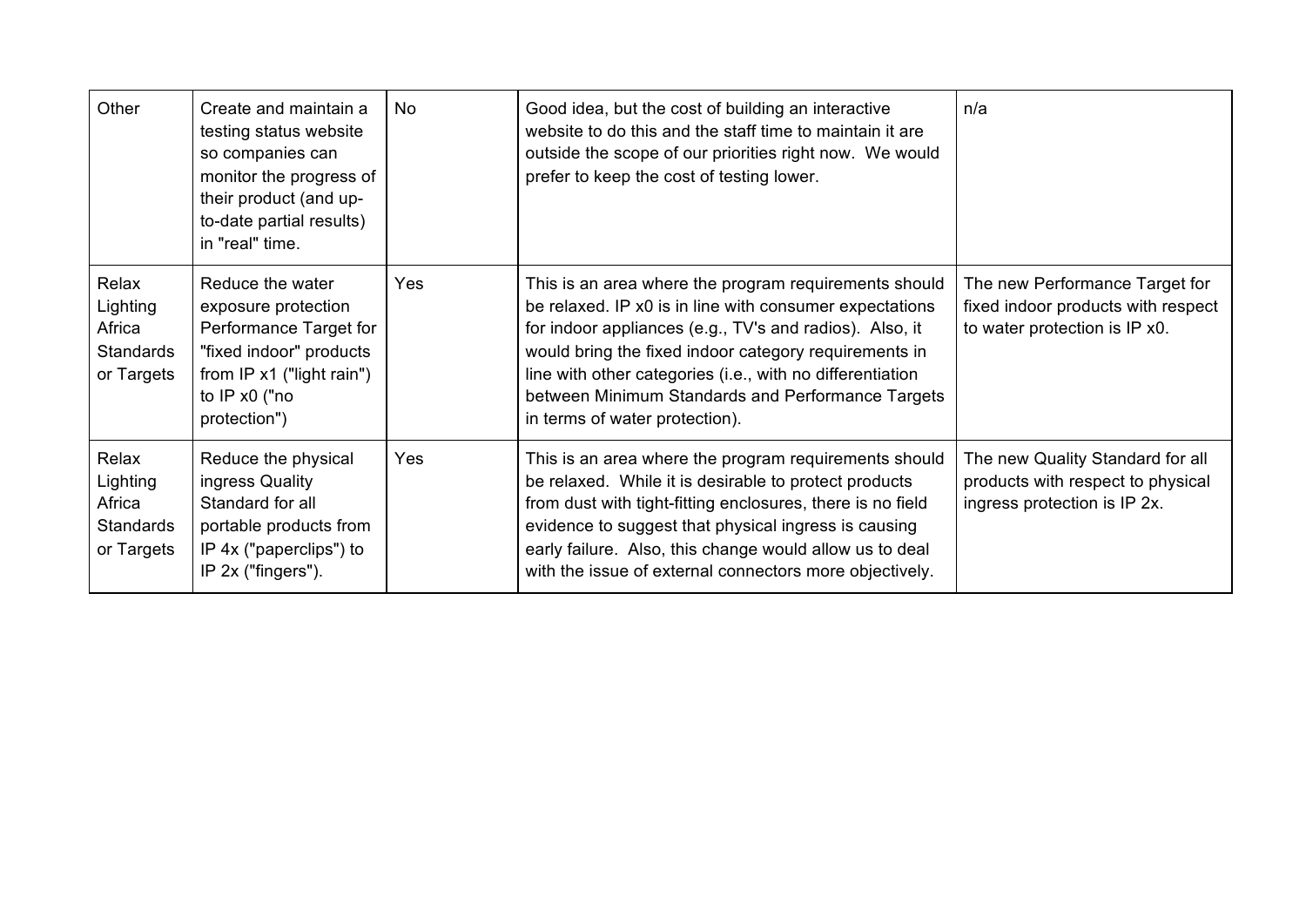| | | | | |
|---|---|---|---|---|
| Other | Create and maintain a testing status website so companies can monitor the progress of their product (and up-to-date partial results) in "real" time. | No | Good idea, but the cost of building an interactive website to do this and the staff time to maintain it are outside the scope of our priorities right now. We would prefer to keep the cost of testing lower. | n/a |
| Relax Lighting Africa Standards or Targets | Reduce the water exposure protection Performance Target for "fixed indoor" products from IP x1 ("light rain") to IP x0 ("no protection") | Yes | This is an area where the program requirements should be relaxed. IP x0 is in line with consumer expectations for indoor appliances (e.g., TV's and radios). Also, it would bring the fixed indoor category requirements in line with other categories (i.e., with no differentiation between Minimum Standards and Performance Targets in terms of water protection). | The new Performance Target for fixed indoor products with respect to water protection is IP x0. |
| Relax Lighting Africa Standards or Targets | Reduce the physical ingress Quality Standard for all portable products from IP 4x ("paperclips") to IP 2x ("fingers"). | Yes | This is an area where the program requirements should be relaxed. While it is desirable to protect products from dust with tight-fitting enclosures, there is no field evidence to suggest that physical ingress is causing early failure. Also, this change would allow us to deal with the issue of external connectors more objectively. | The new Quality Standard for all products with respect to physical ingress protection is IP 2x. |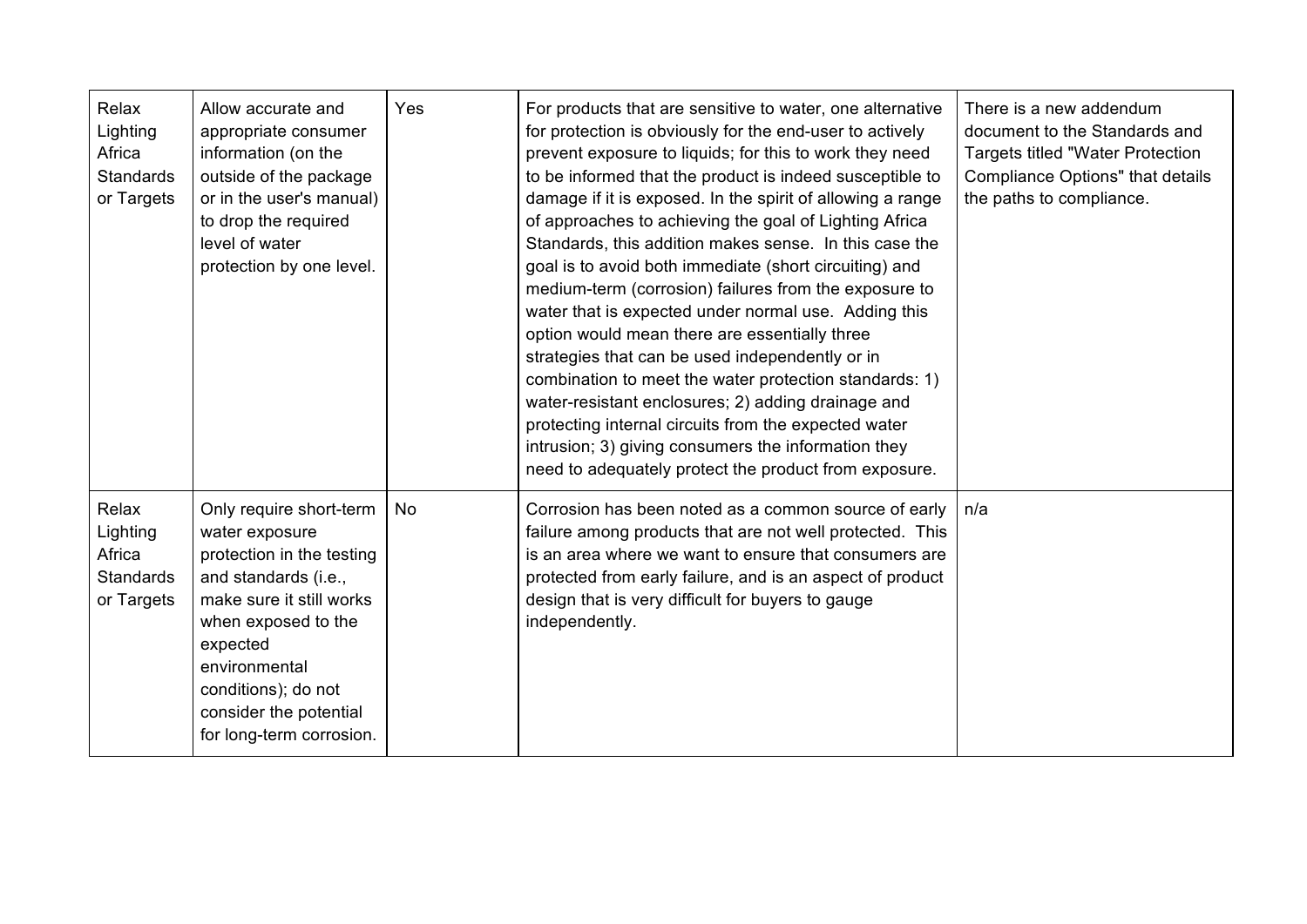| | | | | |
|---|---|---|---|---|
| Relax Lighting Africa Standards or Targets | Allow accurate and appropriate consumer information (on the outside of the package or in the user's manual) to drop the required level of water protection by one level. | Yes | For products that are sensitive to water, one alternative for protection is obviously for the end-user to actively prevent exposure to liquids; for this to work they need to be informed that the product is indeed susceptible to damage if it is exposed. In the spirit of allowing a range of approaches to achieving the goal of Lighting Africa Standards, this addition makes sense. In this case the goal is to avoid both immediate (short circuiting) and medium-term (corrosion) failures from the exposure to water that is expected under normal use. Adding this option would mean there are essentially three strategies that can be used independently or in combination to meet the water protection standards: 1) water-resistant enclosures; 2) adding drainage and protecting internal circuits from the expected water intrusion; 3) giving consumers the information they need to adequately protect the product from exposure. | There is a new addendum document to the Standards and Targets titled "Water Protection Compliance Options" that details the paths to compliance. |
| Relax Lighting Africa Standards or Targets | Only require short-term water exposure protection in the testing and standards (i.e., make sure it still works when exposed to the expected environmental conditions); do not consider the potential for long-term corrosion. | No | Corrosion has been noted as a common source of early failure among products that are not well protected. This is an area where we want to ensure that consumers are protected from early failure, and is an aspect of product design that is very difficult for buyers to gauge independently. | n/a |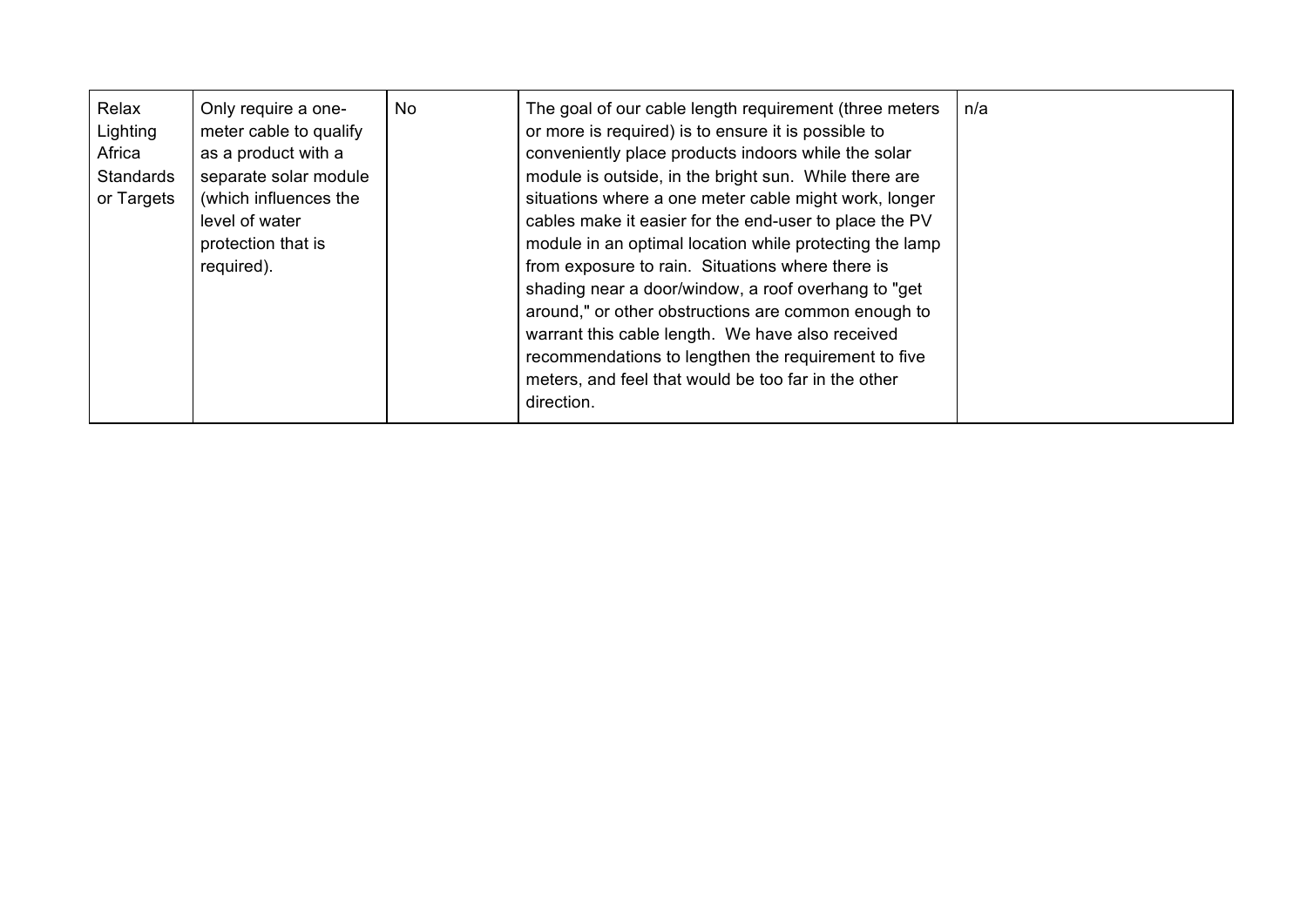| | | | | |
|---|---|---|---|---|
| Relax Lighting Africa Standards or Targets | Only require a one-meter cable to qualify as a product with a separate solar module (which influences the level of water protection that is required). | No | The goal of our cable length requirement (three meters or more is required) is to ensure it is possible to conveniently place products indoors while the solar module is outside, in the bright sun. While there are situations where a one meter cable might work, longer cables make it easier for the end-user to place the PV module in an optimal location while protecting the lamp from exposure to rain. Situations where there is shading near a door/window, a roof overhang to "get around," or other obstructions are common enough to warrant this cable length. We have also received recommendations to lengthen the requirement to five meters, and feel that would be too far in the other direction. | n/a |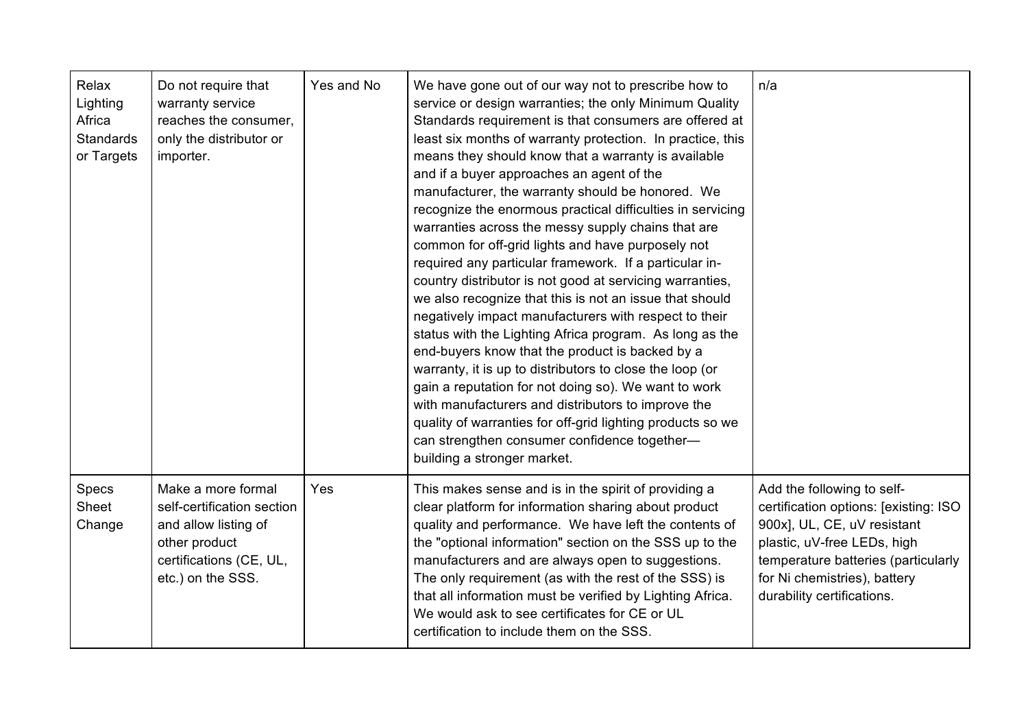| | | | | |
|---|---|---|---|---|
| Relax Lighting Africa Standards or Targets | Do not require that warranty service reaches the consumer, only the distributor or importer. | Yes and No | We have gone out of our way not to prescribe how to service or design warranties; the only Minimum Quality Standards requirement is that consumers are offered at least six months of warranty protection. In practice, this means they should know that a warranty is available and if a buyer approaches an agent of the manufacturer, the warranty should be honored. We recognize the enormous practical difficulties in servicing warranties across the messy supply chains that are common for off-grid lights and have purposely not required any particular framework. If a particular in-country distributor is not good at servicing warranties, we also recognize that this is not an issue that should negatively impact manufacturers with respect to their status with the Lighting Africa program. As long as the end-buyers know that the product is backed by a warranty, it is up to distributors to close the loop (or gain a reputation for not doing so). We want to work with manufacturers and distributors to improve the quality of warranties for off-grid lighting products so we can strengthen consumer confidence together—building a stronger market. | n/a |
| Specs Sheet Change | Make a more formal self-certification section and allow listing of other product certifications (CE, UL, etc.) on the SSS. | Yes | This makes sense and is in the spirit of providing a clear platform for information sharing about product quality and performance. We have left the contents of the "optional information" section on the SSS up to the manufacturers and are always open to suggestions. The only requirement (as with the rest of the SSS) is that all information must be verified by Lighting Africa. We would ask to see certificates for CE or UL certification to include them on the SSS. | Add the following to self-certification options: [existing: ISO 900x], UL, CE, uV resistant plastic, uV-free LEDs, high temperature batteries (particularly for Ni chemistries), battery durability certifications. |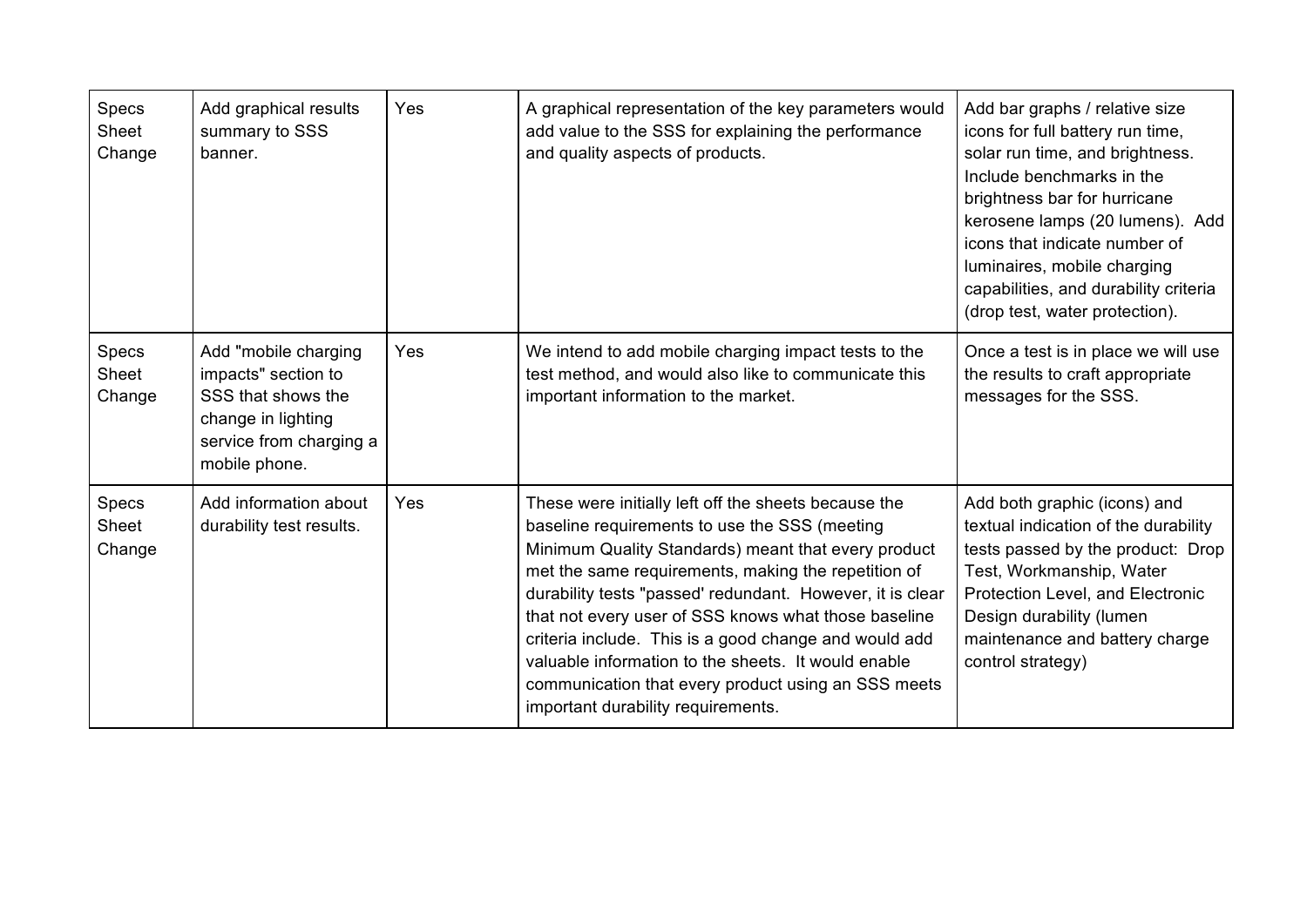| | | | | |
|---|---|---|---|---|
| Specs Sheet Change | Add graphical results summary to SSS banner. | Yes | A graphical representation of the key parameters would add value to the SSS for explaining the performance and quality aspects of products. | Add bar graphs / relative size icons for full battery run time, solar run time, and brightness. Include benchmarks in the brightness bar for hurricane kerosene lamps (20 lumens). Add icons that indicate number of luminaires, mobile charging capabilities, and durability criteria (drop test, water protection). |
| Specs Sheet Change | Add "mobile charging impacts" section to SSS that shows the change in lighting service from charging a mobile phone. | Yes | We intend to add mobile charging impact tests to the test method, and would also like to communicate this important information to the market. | Once a test is in place we will use the results to craft appropriate messages for the SSS. |
| Specs Sheet Change | Add information about durability test results. | Yes | These were initially left off the sheets because the baseline requirements to use the SSS (meeting Minimum Quality Standards) meant that every product met the same requirements, making the repetition of durability tests "passed' redundant. However, it is clear that not every user of SSS knows what those baseline criteria include. This is a good change and would add valuable information to the sheets. It would enable communication that every product using an SSS meets important durability requirements. | Add both graphic (icons) and textual indication of the durability tests passed by the product: Drop Test, Workmanship, Water Protection Level, and Electronic Design durability (lumen maintenance and battery charge control strategy) |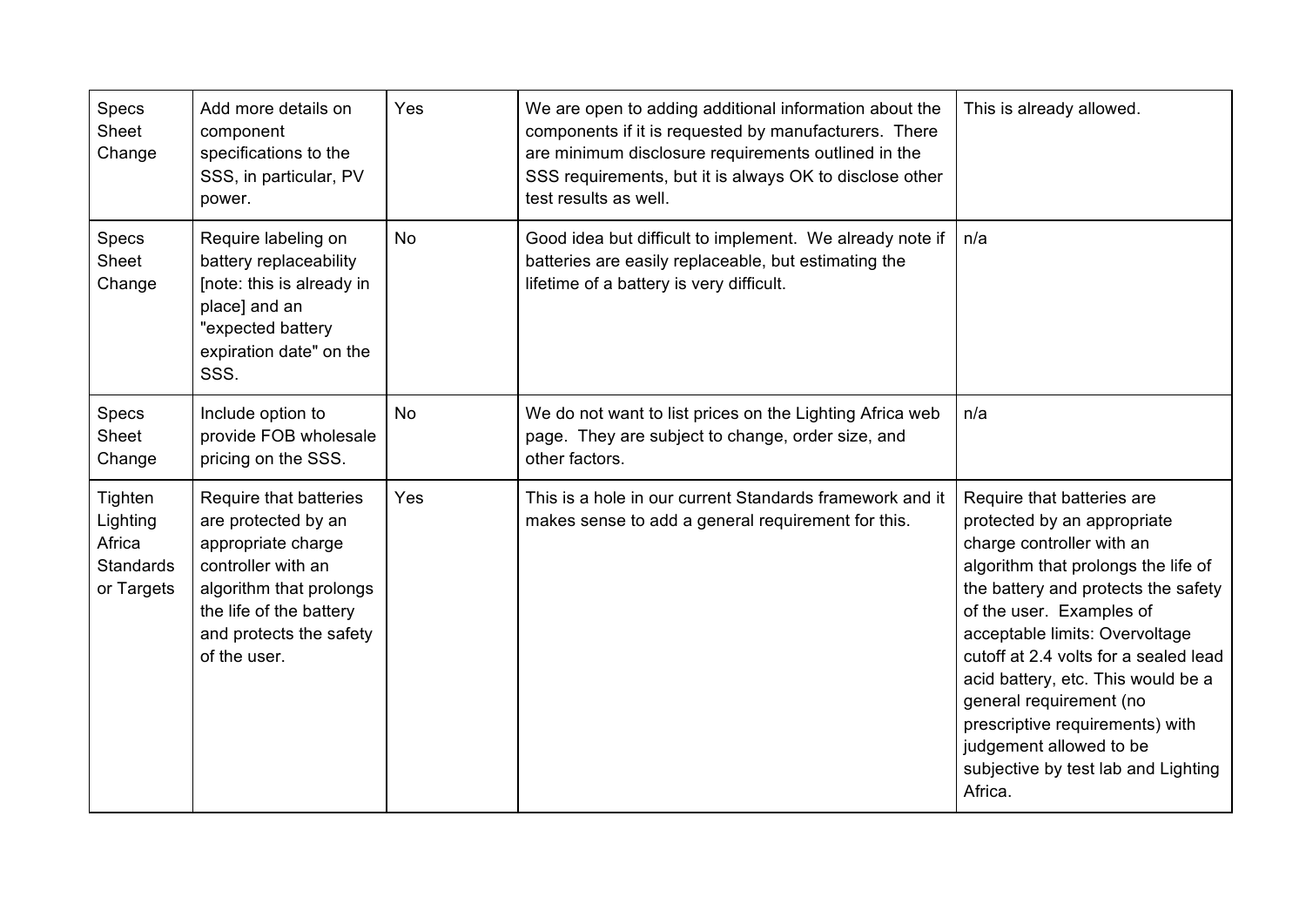| | | | | |
|---|---|---|---|---|
| Specs Sheet Change | Add more details on component specifications to the SSS, in particular, PV power. | Yes | We are open to adding additional information about the components if it is requested by manufacturers. There are minimum disclosure requirements outlined in the SSS requirements, but it is always OK to disclose other test results as well. | This is already allowed. |
| Specs Sheet Change | Require labeling on battery replaceability [note: this is already in place] and an "expected battery expiration date" on the SSS. | No | Good idea but difficult to implement. We already note if batteries are easily replaceable, but estimating the lifetime of a battery is very difficult. | n/a |
| Specs Sheet Change | Include option to provide FOB wholesale pricing on the SSS. | No | We do not want to list prices on the Lighting Africa web page. They are subject to change, order size, and other factors. | n/a |
| Tighten Lighting Africa Standards or Targets | Require that batteries are protected by an appropriate charge controller with an algorithm that prolongs the life of the battery and protects the safety of the user. | Yes | This is a hole in our current Standards framework and it makes sense to add a general requirement for this. | Require that batteries are protected by an appropriate charge controller with an algorithm that prolongs the life of the battery and protects the safety of the user. Examples of acceptable limits: Overvoltage cutoff at 2.4 volts for a sealed lead acid battery, etc. This would be a general requirement (no prescriptive requirements) with judgement allowed to be subjective by test lab and Lighting Africa. |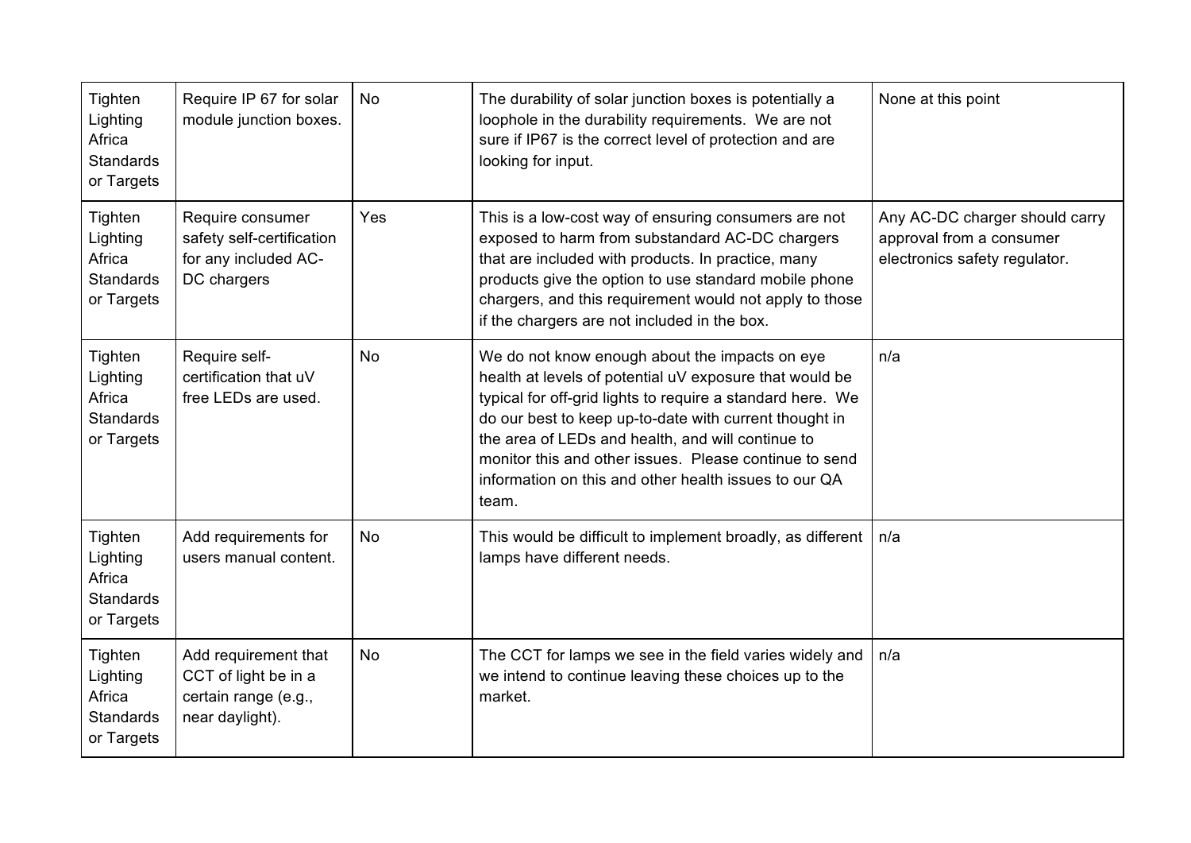| | | | | |
|---|---|---|---|---|
| Tighten Lighting Africa Standards or Targets | Require IP 67 for solar module junction boxes. | No | The durability of solar junction boxes is potentially a loophole in the durability requirements. We are not sure if IP67 is the correct level of protection and are looking for input. | None at this point |
| Tighten Lighting Africa Standards or Targets | Require consumer safety self-certification for any included AC-DC chargers | Yes | This is a low-cost way of ensuring consumers are not exposed to harm from substandard AC-DC chargers that are included with products. In practice, many products give the option to use standard mobile phone chargers, and this requirement would not apply to those if the chargers are not included in the box. | Any AC-DC charger should carry approval from a consumer electronics safety regulator. |
| Tighten Lighting Africa Standards or Targets | Require self-certification that uV free LEDs are used. | No | We do not know enough about the impacts on eye health at levels of potential uV exposure that would be typical for off-grid lights to require a standard here. We do our best to keep up-to-date with current thought in the area of LEDs and health, and will continue to monitor this and other issues. Please continue to send information on this and other health issues to our QA team. | n/a |
| Tighten Lighting Africa Standards or Targets | Add requirements for users manual content. | No | This would be difficult to implement broadly, as different lamps have different needs. | n/a |
| Tighten Lighting Africa Standards or Targets | Add requirement that CCT of light be in a certain range (e.g., near daylight). | No | The CCT for lamps we see in the field varies widely and we intend to continue leaving these choices up to the market. | n/a |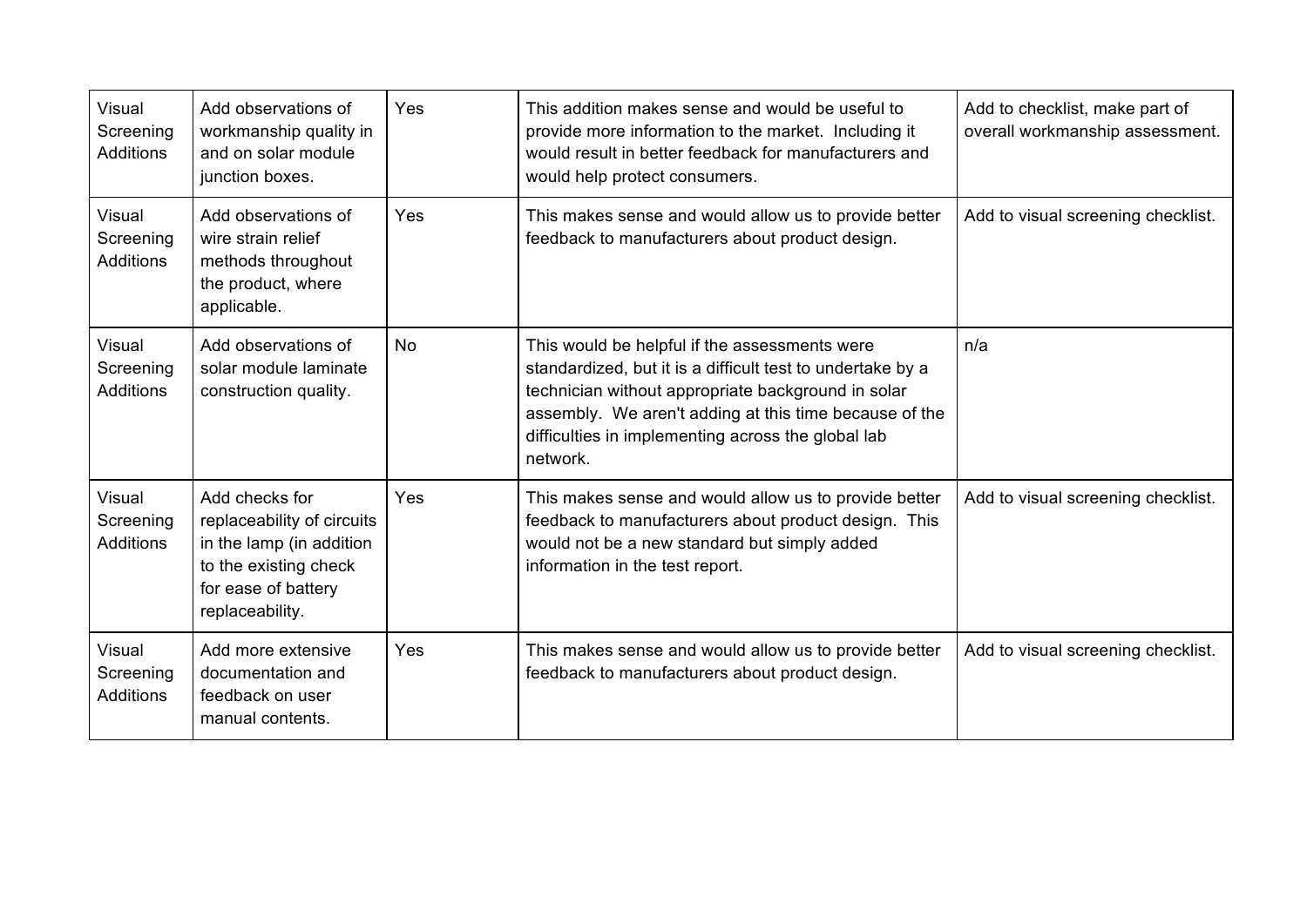| | | | | |
|---|---|---|---|---|
| Visual Screening Additions | Add observations of workmanship quality in and on solar module junction boxes. | Yes | This addition makes sense and would be useful to provide more information to the market. Including it would result in better feedback for manufacturers and would help protect consumers. | Add to checklist, make part of overall workmanship assessment. |
| Visual Screening Additions | Add observations of wire strain relief methods throughout the product, where applicable. | Yes | This makes sense and would allow us to provide better feedback to manufacturers about product design. | Add to visual screening checklist. |
| Visual Screening Additions | Add observations of solar module laminate construction quality. | No | This would be helpful if the assessments were standardized, but it is a difficult test to undertake by a technician without appropriate background in solar assembly. We aren't adding at this time because of the difficulties in implementing across the global lab network. | n/a |
| Visual Screening Additions | Add checks for replaceability of circuits in the lamp (in addition to the existing check for ease of battery replaceability. | Yes | This makes sense and would allow us to provide better feedback to manufacturers about product design. This would not be a new standard but simply added information in the test report. | Add to visual screening checklist. |
| Visual Screening Additions | Add more extensive documentation and feedback on user manual contents. | Yes | This makes sense and would allow us to provide better feedback to manufacturers about product design. | Add to visual screening checklist. |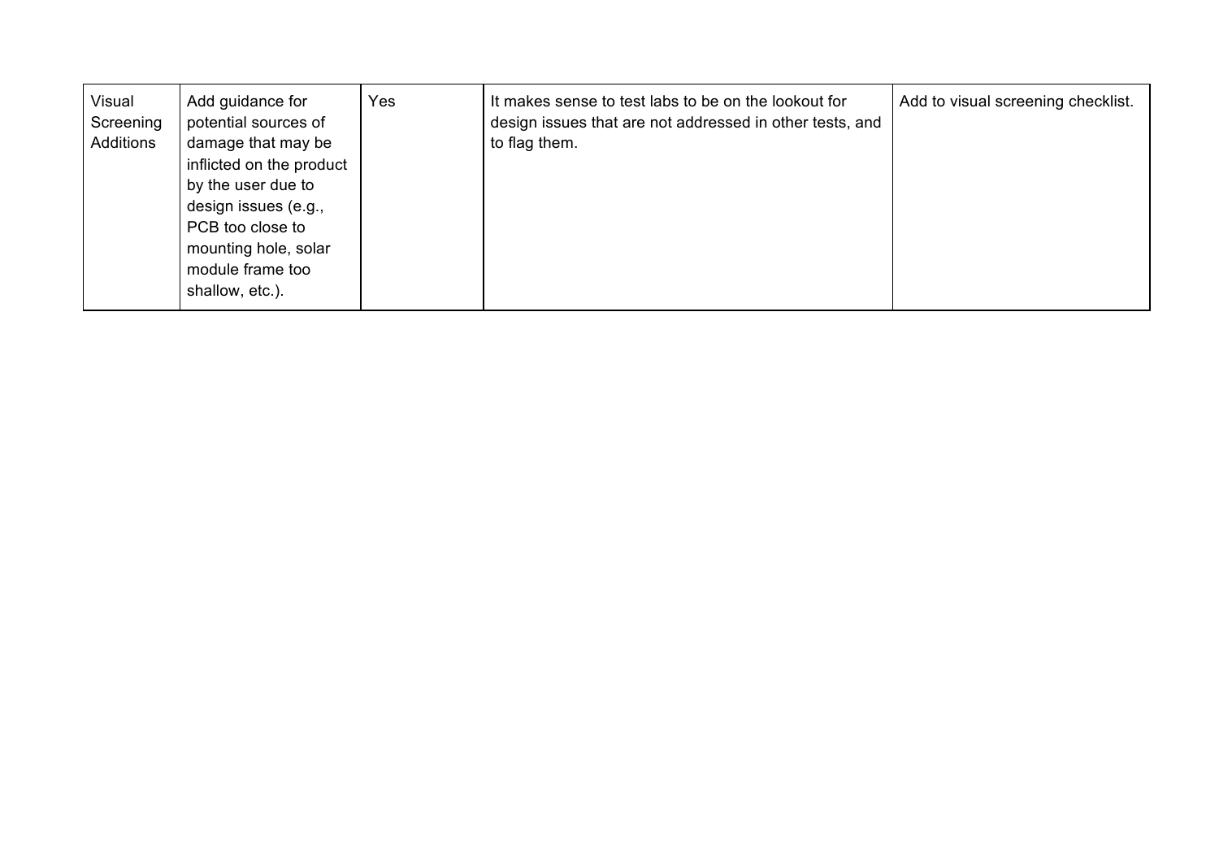| | | | | |
|---|---|---|---|---|
| Visual Screening Additions | Add guidance for potential sources of damage that may be inflicted on the product by the user due to design issues (e.g., PCB too close to mounting hole, solar module frame too shallow, etc.). | Yes | It makes sense to test labs to be on the lookout for design issues that are not addressed in other tests, and to flag them. | Add to visual screening checklist. |